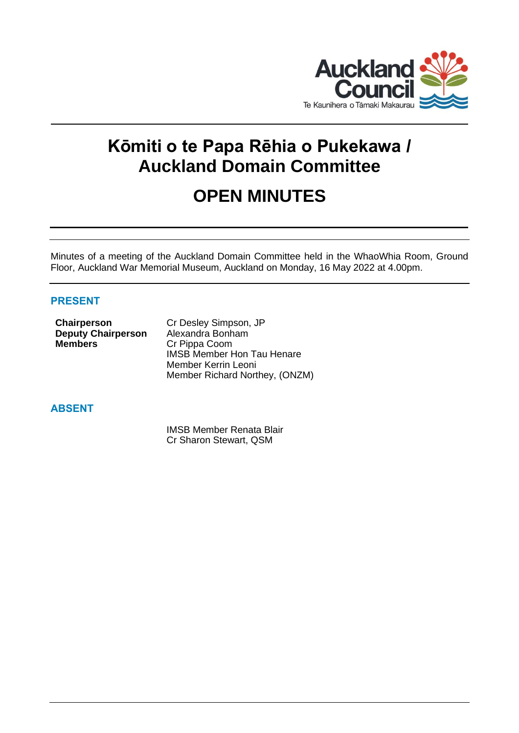# Kōmiti o te Papa Rēhia o Pukekawa / Auckland Domain Committee

# OPEN MINUTES

Minutes of a meeting of the Auckland Domain Committee held in the WhaoWhia Room, Ground Floor, Auckland War Memorial Museum, Auckland on Monday, 16 May 2022 at 4.00pm.

## PRESENT

| | |
|---|---|
| **Chairperson** | Cr Desley Simpson, JP |
| **Deputy Chairperson** | Alexandra Bonham |
| **Members** | Cr Pippa Coom |
| | IMSB Member Hon Tau Henare |
| | Member Kerrin Leoni |
| | Member Richard Northey, (ONZM) |

## ABSENT

IMSB Member Renata Blair
Cr Sharon Stewart, QSM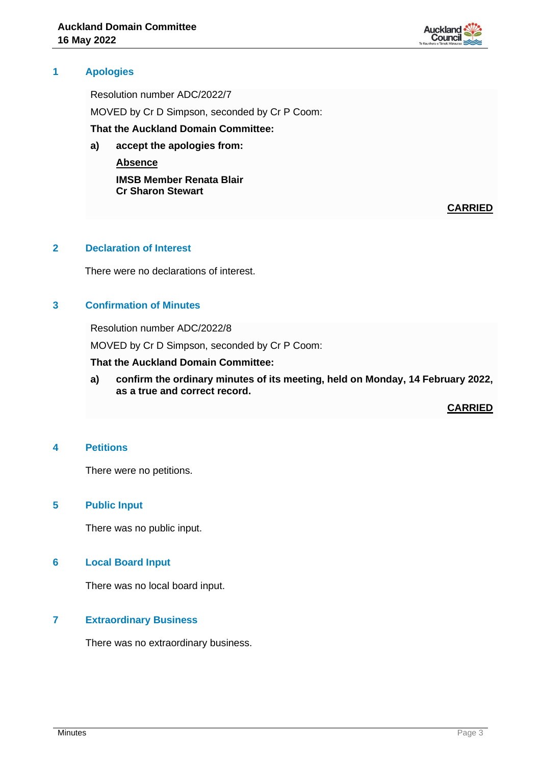## 1 Apologies

Resolution number ADC/2022/7

MOVED by Cr D Simpson, seconded by Cr P Coom:

**That the Auckland Domain Committee:**

**a) accept the apologies from:**

**<u>Absence</u>**

**IMSB Member Renata Blair**
**Cr Sharon Stewart**

**<u>CARRIED</u>**

## 2 Declaration of Interest

There were no declarations of interest.

## 3 Confirmation of Minutes

Resolution number ADC/2022/8

MOVED by Cr D Simpson, seconded by Cr P Coom:

**That the Auckland Domain Committee:**

**a) confirm the ordinary minutes of its meeting, held on Monday, 14 February 2022, as a true and correct record.**

**<u>CARRIED</u>**

## 4 Petitions

There were no petitions.

## 5 Public Input

There was no public input.

## 6 Local Board Input

There was no local board input.

## 7 Extraordinary Business

There was no extraordinary business.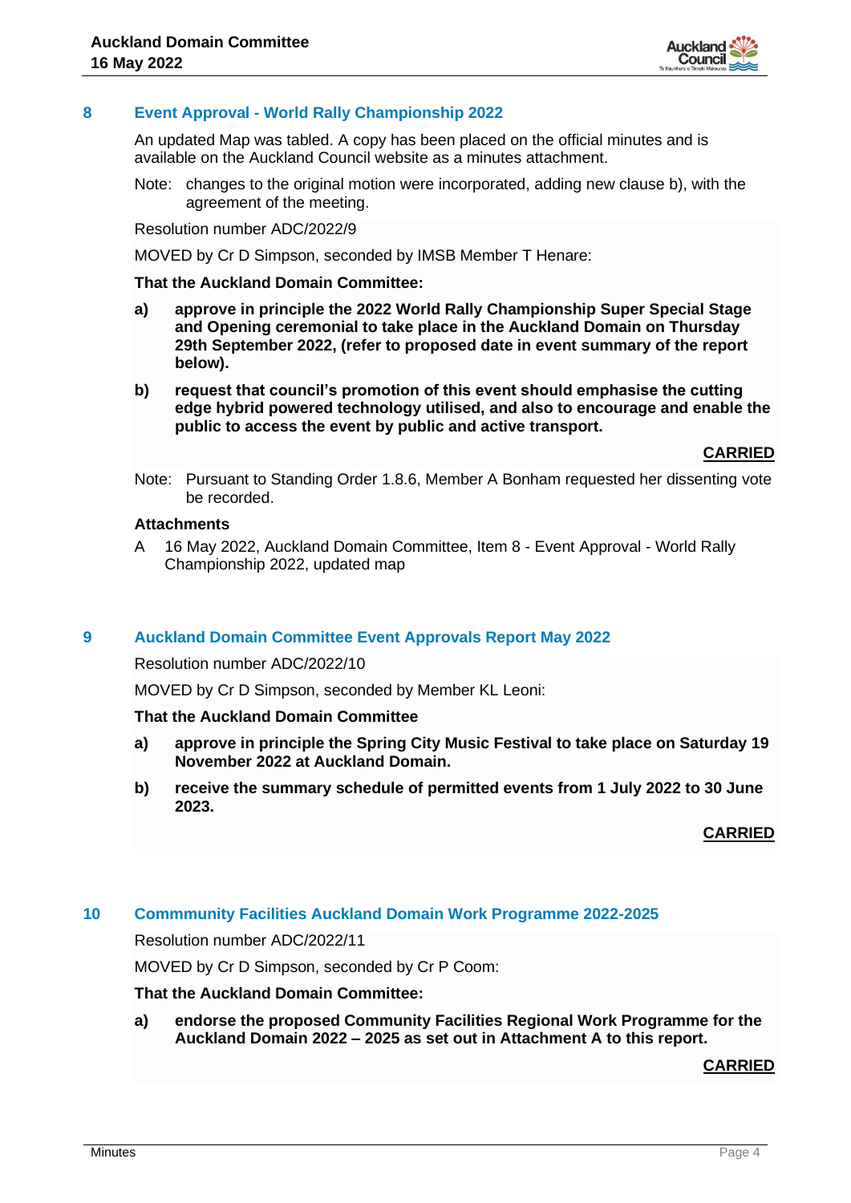## 8 Event Approval - World Rally Championship 2022

An updated Map was tabled. A copy has been placed on the official minutes and is available on the Auckland Council website as a minutes attachment.

Note: changes to the original motion were incorporated, adding new clause b), with the agreement of the meeting.

Resolution number ADC/2022/9

MOVED by Cr D Simpson, seconded by IMSB Member T Henare:

**That the Auckland Domain Committee:**

**a) approve in principle the 2022 World Rally Championship Super Special Stage and Opening ceremonial to take place in the Auckland Domain on Thursday 29th September 2022, (refer to proposed date in event summary of the report below).**

**b) request that council's promotion of this event should emphasise the cutting edge hybrid powered technology utilised, and also to encourage and enable the public to access the event by public and active transport.**

**CARRIED**

Note: Pursuant to Standing Order 1.8.6, Member A Bonham requested her dissenting vote be recorded.

**Attachments**

A 16 May 2022, Auckland Domain Committee, Item 8 - Event Approval - World Rally Championship 2022, updated map

## 9 Auckland Domain Committee Event Approvals Report May 2022

Resolution number ADC/2022/10

MOVED by Cr D Simpson, seconded by Member KL Leoni:

**That the Auckland Domain Committee**

**a) approve in principle the Spring City Music Festival to take place on Saturday 19 November 2022 at Auckland Domain.**

**b) receive the summary schedule of permitted events from 1 July 2022 to 30 June 2023.**

**CARRIED**

## 10 Commmunity Facilities Auckland Domain Work Programme 2022-2025

Resolution number ADC/2022/11

MOVED by Cr D Simpson, seconded by Cr P Coom:

**That the Auckland Domain Committee:**

**a) endorse the proposed Community Facilities Regional Work Programme for the Auckland Domain 2022 – 2025 as set out in Attachment A to this report.**

**CARRIED**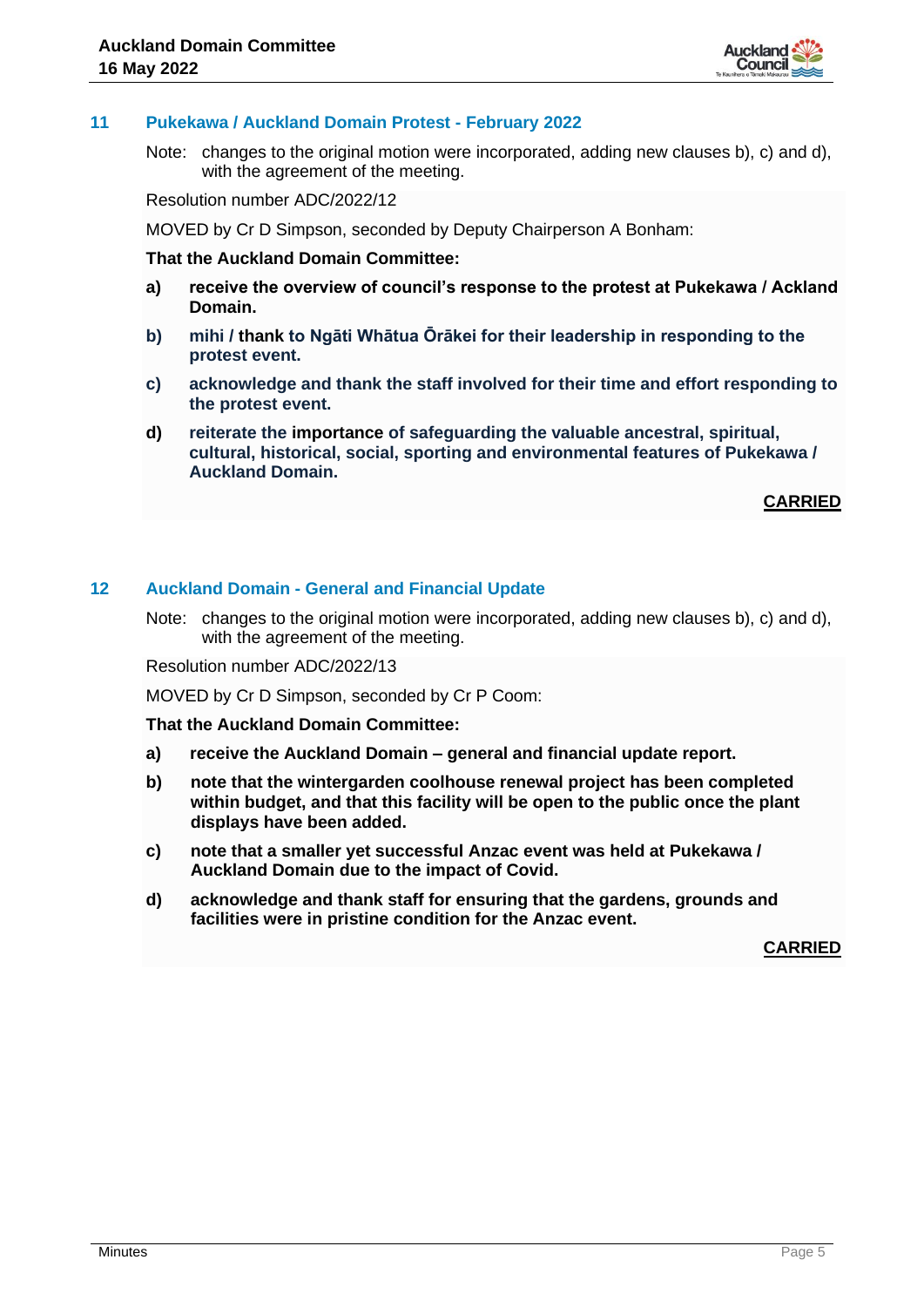## 11 Pukekawa / Auckland Domain Protest - February 2022

Note: changes to the original motion were incorporated, adding new clauses b), c) and d), with the agreement of the meeting.

Resolution number ADC/2022/12

MOVED by Cr D Simpson, seconded by Deputy Chairperson A Bonham:

**That the Auckland Domain Committee:**

**a) receive the overview of council's response to the protest at Pukekawa / Ackland Domain.**

**b) mihi / thank to Ngāti Whātua Ōrākei for their leadership in responding to the protest event.**

**c) acknowledge and thank the staff involved for their time and effort responding to the protest event.**

**d) reiterate the importance of safeguarding the valuable ancestral, spiritual, cultural, historical, social, sporting and environmental features of Pukekawa / Auckland Domain.**

**CARRIED**

## 12 Auckland Domain - General and Financial Update

Note: changes to the original motion were incorporated, adding new clauses b), c) and d), with the agreement of the meeting.

Resolution number ADC/2022/13

MOVED by Cr D Simpson, seconded by Cr P Coom:

**That the Auckland Domain Committee:**

**a) receive the Auckland Domain – general and financial update report.**

**b) note that the wintergarden coolhouse renewal project has been completed within budget, and that this facility will be open to the public once the plant displays have been added.**

**c) note that a smaller yet successful Anzac event was held at Pukekawa / Auckland Domain due to the impact of Covid.**

**d) acknowledge and thank staff for ensuring that the gardens, grounds and facilities were in pristine condition for the Anzac event.**

**CARRIED**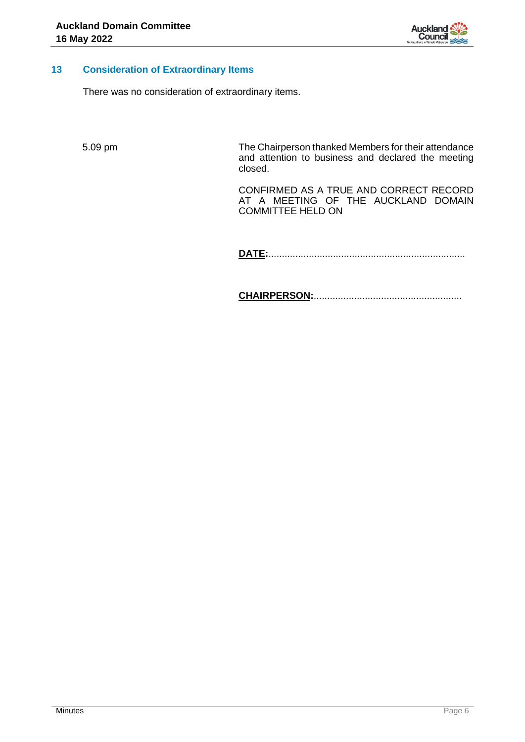## 13 Consideration of Extraordinary Items

There was no consideration of extraordinary items.

5.09 pm

The Chairperson thanked Members for their attendance and attention to business and declared the meeting closed.

CONFIRMED AS A TRUE AND CORRECT RECORD AT A MEETING OF THE AUCKLAND DOMAIN COMMITTEE HELD ON

**DATE:**.........................................................................

**CHAIRPERSON:**.......................................................